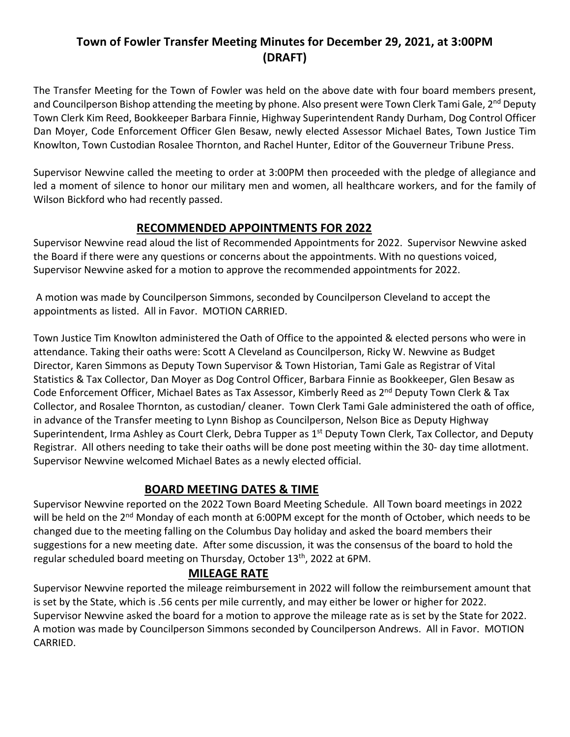# Town of Fowler Transfer Meeting Minutes for December 29, 2021, at 3:00PM (DRAFT)

The Transfer Meeting for the Town of Fowler was held on the above date with four board members present, and Councilperson Bishop attending the meeting by phone. Also present were Town Clerk Tami Gale, 2nd Deputy Town Clerk Kim Reed, Bookkeeper Barbara Finnie, Highway Superintendent Randy Durham, Dog Control Officer Dan Moyer, Code Enforcement Officer Glen Besaw, newly elected Assessor Michael Bates, Town Justice Tim Knowlton, Town Custodian Rosalee Thornton, and Rachel Hunter, Editor of the Gouverneur Tribune Press.

Supervisor Newvine called the meeting to order at 3:00PM then proceeded with the pledge of allegiance and led a moment of silence to honor our military men and women, all healthcare workers, and for the family of Wilson Bickford who had recently passed.

## RECOMMENDED APPOINTMENTS FOR 2022

Supervisor Newvine read aloud the list of Recommended Appointments for 2022. Supervisor Newvine asked the Board if there were any questions or concerns about the appointments. With no questions voiced, Supervisor Newvine asked for a motion to approve the recommended appointments for 2022.

A motion was made by Councilperson Simmons, seconded by Councilperson Cleveland to accept the appointments as listed. All in Favor. MOTION CARRIED.

Town Justice Tim Knowlton administered the Oath of Office to the appointed & elected persons who were in attendance. Taking their oaths were: Scott A Cleveland as Councilperson, Ricky W. Newvine as Budget Director, Karen Simmons as Deputy Town Supervisor & Town Historian, Tami Gale as Registrar of Vital Statistics & Tax Collector, Dan Moyer as Dog Control Officer, Barbara Finnie as Bookkeeper, Glen Besaw as Code Enforcement Officer, Michael Bates as Tax Assessor, Kimberly Reed as 2nd Deputy Town Clerk & Tax Collector, and Rosalee Thornton, as custodian/ cleaner. Town Clerk Tami Gale administered the oath of office, in advance of the Transfer meeting to Lynn Bishop as Councilperson, Nelson Bice as Deputy Highway Superintendent, Irma Ashley as Court Clerk, Debra Tupper as 1st Deputy Town Clerk, Tax Collector, and Deputy Registrar. All others needing to take their oaths will be done post meeting within the 30- day time allotment. Supervisor Newvine welcomed Michael Bates as a newly elected official.

## BOARD MEETING DATES & TIME

Supervisor Newvine reported on the 2022 Town Board Meeting Schedule. All Town board meetings in 2022 will be held on the 2nd Monday of each month at 6:00PM except for the month of October, which needs to be changed due to the meeting falling on the Columbus Day holiday and asked the board members their suggestions for a new meeting date. After some discussion, it was the consensus of the board to hold the regular scheduled board meeting on Thursday, October 13th, 2022 at 6PM.

## MILEAGE RATE

Supervisor Newvine reported the mileage reimbursement in 2022 will follow the reimbursement amount that is set by the State, which is .56 cents per mile currently, and may either be lower or higher for 2022. Supervisor Newvine asked the board for a motion to approve the mileage rate as is set by the State for 2022. A motion was made by Councilperson Simmons seconded by Councilperson Andrews. All in Favor. MOTION CARRIED.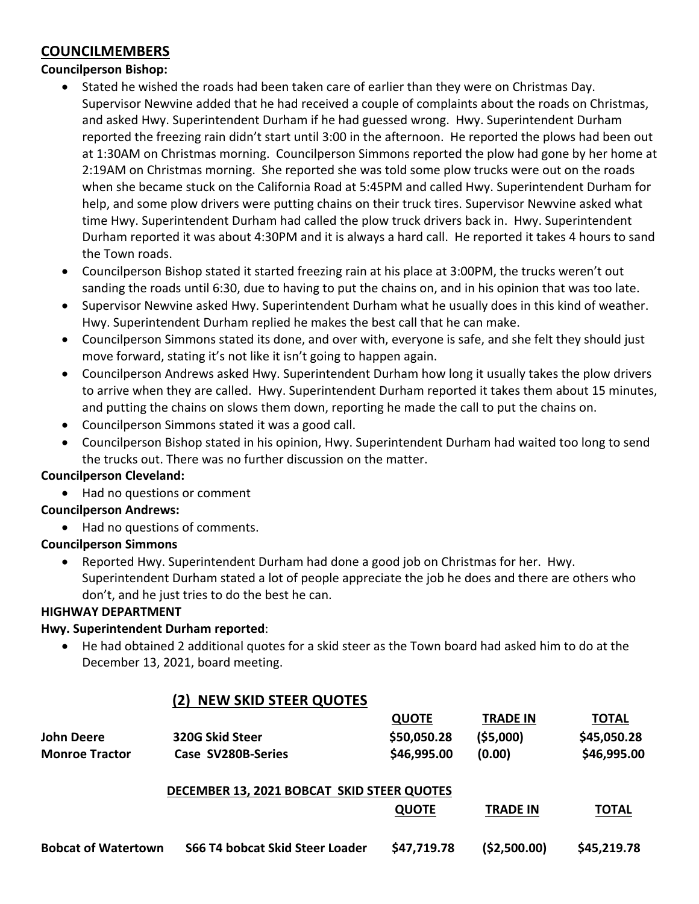## COUNCILMEMBERS

**Councilperson Bishop:**

- Stated he wished the roads had been taken care of earlier than they were on Christmas Day. Supervisor Newvine added that he had received a couple of complaints about the roads on Christmas, and asked Hwy. Superintendent Durham if he had guessed wrong. Hwy. Superintendent Durham reported the freezing rain didn't start until 3:00 in the afternoon. He reported the plows had been out at 1:30AM on Christmas morning. Councilperson Simmons reported the plow had gone by her home at 2:19AM on Christmas morning. She reported she was told some plow trucks were out on the roads when she became stuck on the California Road at 5:45PM and called Hwy. Superintendent Durham for help, and some plow drivers were putting chains on their truck tires. Supervisor Newvine asked what time Hwy. Superintendent Durham had called the plow truck drivers back in. Hwy. Superintendent Durham reported it was about 4:30PM and it is always a hard call. He reported it takes 4 hours to sand the Town roads.
- Councilperson Bishop stated it started freezing rain at his place at 3:00PM, the trucks weren't out sanding the roads until 6:30, due to having to put the chains on, and in his opinion that was too late.
- Supervisor Newvine asked Hwy. Superintendent Durham what he usually does in this kind of weather. Hwy. Superintendent Durham replied he makes the best call that he can make.
- Councilperson Simmons stated its done, and over with, everyone is safe, and she felt they should just move forward, stating it's not like it isn't going to happen again.
- Councilperson Andrews asked Hwy. Superintendent Durham how long it usually takes the plow drivers to arrive when they are called. Hwy. Superintendent Durham reported it takes them about 15 minutes, and putting the chains on slows them down, reporting he made the call to put the chains on.
- Councilperson Simmons stated it was a good call.
- Councilperson Bishop stated in his opinion, Hwy. Superintendent Durham had waited too long to send the trucks out. There was no further discussion on the matter.

**Councilperson Cleveland:**

- Had no questions or comment

**Councilperson Andrews:**

- Had no questions of comments.

**Councilperson Simmons**

- Reported Hwy. Superintendent Durham had done a good job on Christmas for her. Hwy. Superintendent Durham stated a lot of people appreciate the job he does and there are others who don't, and he just tries to do the best he can.

**HIGHWAY DEPARTMENT**

**Hwy. Superintendent Durham reported**:

- He had obtained 2 additional quotes for a skid steer as the Town board had asked him to do at the December 13, 2021, board meeting.

**(2) NEW SKID STEER QUOTES**

| | | QUOTE | TRADE IN | TOTAL |
|---|---|---|---|---|
| **John Deere** | **320G Skid Steer** | **$50,050.28** | **($5,000)** | **$45,050.28** |
| **Monroe Tractor** | **Case SV280B-Series** | **$46,995.00** | **(0.00)** | **$46,995.00** |

**DECEMBER 13, 2021 BOBCAT SKID STEER QUOTES**

| | | QUOTE | TRADE IN | TOTAL |
|---|---|---|---|---|
| **Bobcat of Watertown** | **S66 T4 bobcat Skid Steer Loader** | **$47,719.78** | **($2,500.00)** | **$45,219.78** |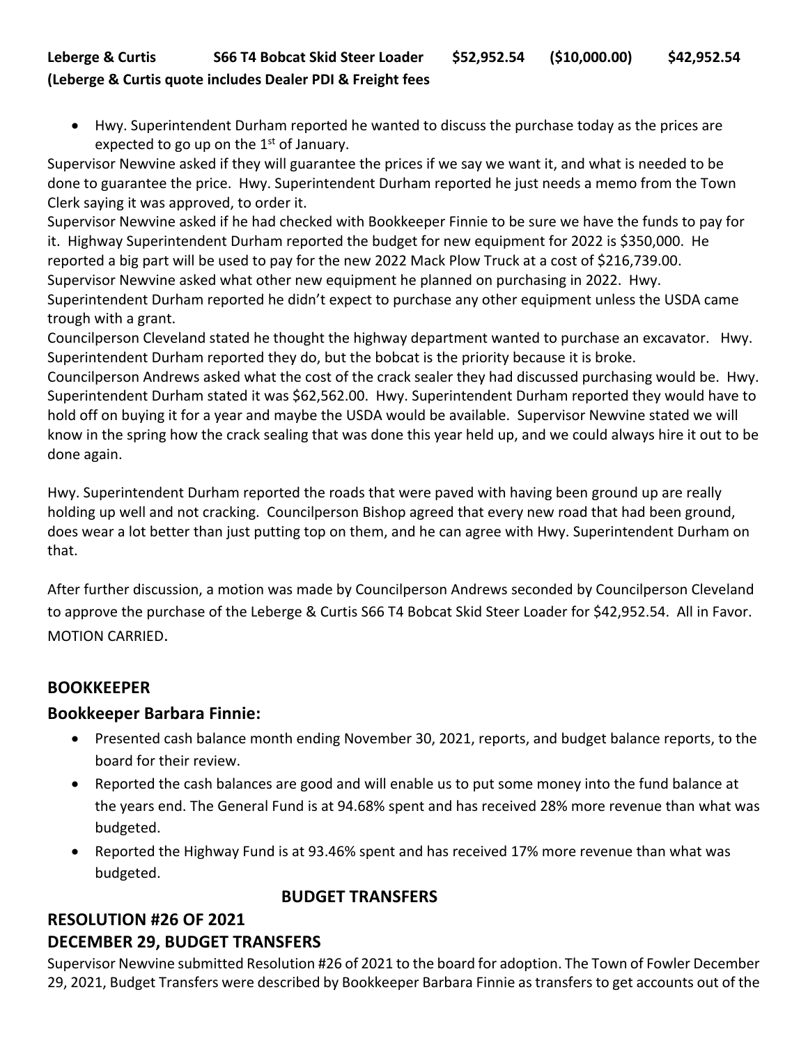**Leberge & Curtis S66 T4 Bobcat Skid Steer Loader $52,952.54 ($10,000.00) $42,952.54**
**(Leberge & Curtis quote includes Dealer PDI & Freight fees**

- Hwy. Superintendent Durham reported he wanted to discuss the purchase today as the prices are expected to go up on the 1st of January.

Supervisor Newvine asked if they will guarantee the prices if we say we want it, and what is needed to be done to guarantee the price. Hwy. Superintendent Durham reported he just needs a memo from the Town Clerk saying it was approved, to order it.

Supervisor Newvine asked if he had checked with Bookkeeper Finnie to be sure we have the funds to pay for it. Highway Superintendent Durham reported the budget for new equipment for 2022 is $350,000. He reported a big part will be used to pay for the new 2022 Mack Plow Truck at a cost of $216,739.00. Supervisor Newvine asked what other new equipment he planned on purchasing in 2022. Hwy. Superintendent Durham reported he didn't expect to purchase any other equipment unless the USDA came trough with a grant.

Councilperson Cleveland stated he thought the highway department wanted to purchase an excavator. Hwy. Superintendent Durham reported they do, but the bobcat is the priority because it is broke.

Councilperson Andrews asked what the cost of the crack sealer they had discussed purchasing would be. Hwy. Superintendent Durham stated it was $62,562.00. Hwy. Superintendent Durham reported they would have to hold off on buying it for a year and maybe the USDA would be available. Supervisor Newvine stated we will know in the spring how the crack sealing that was done this year held up, and we could always hire it out to be done again.

Hwy. Superintendent Durham reported the roads that were paved with having been ground up are really holding up well and not cracking. Councilperson Bishop agreed that every new road that had been ground, does wear a lot better than just putting top on them, and he can agree with Hwy. Superintendent Durham on that.

After further discussion, a motion was made by Councilperson Andrews seconded by Councilperson Cleveland to approve the purchase of the Leberge & Curtis S66 T4 Bobcat Skid Steer Loader for $42,952.54. All in Favor. MOTION CARRIED.

## BOOKKEEPER

### Bookkeeper Barbara Finnie:

- Presented cash balance month ending November 30, 2021, reports, and budget balance reports, to the board for their review.
- Reported the cash balances are good and will enable us to put some money into the fund balance at the years end. The General Fund is at 94.68% spent and has received 28% more revenue than what was budgeted.
- Reported the Highway Fund is at 93.46% spent and has received 17% more revenue than what was budgeted.

**BUDGET TRANSFERS**

## RESOLUTION #26 OF 2021
## DECEMBER 29, BUDGET TRANSFERS

Supervisor Newvine submitted Resolution #26 of 2021 to the board for adoption. The Town of Fowler December 29, 2021, Budget Transfers were described by Bookkeeper Barbara Finnie as transfers to get accounts out of the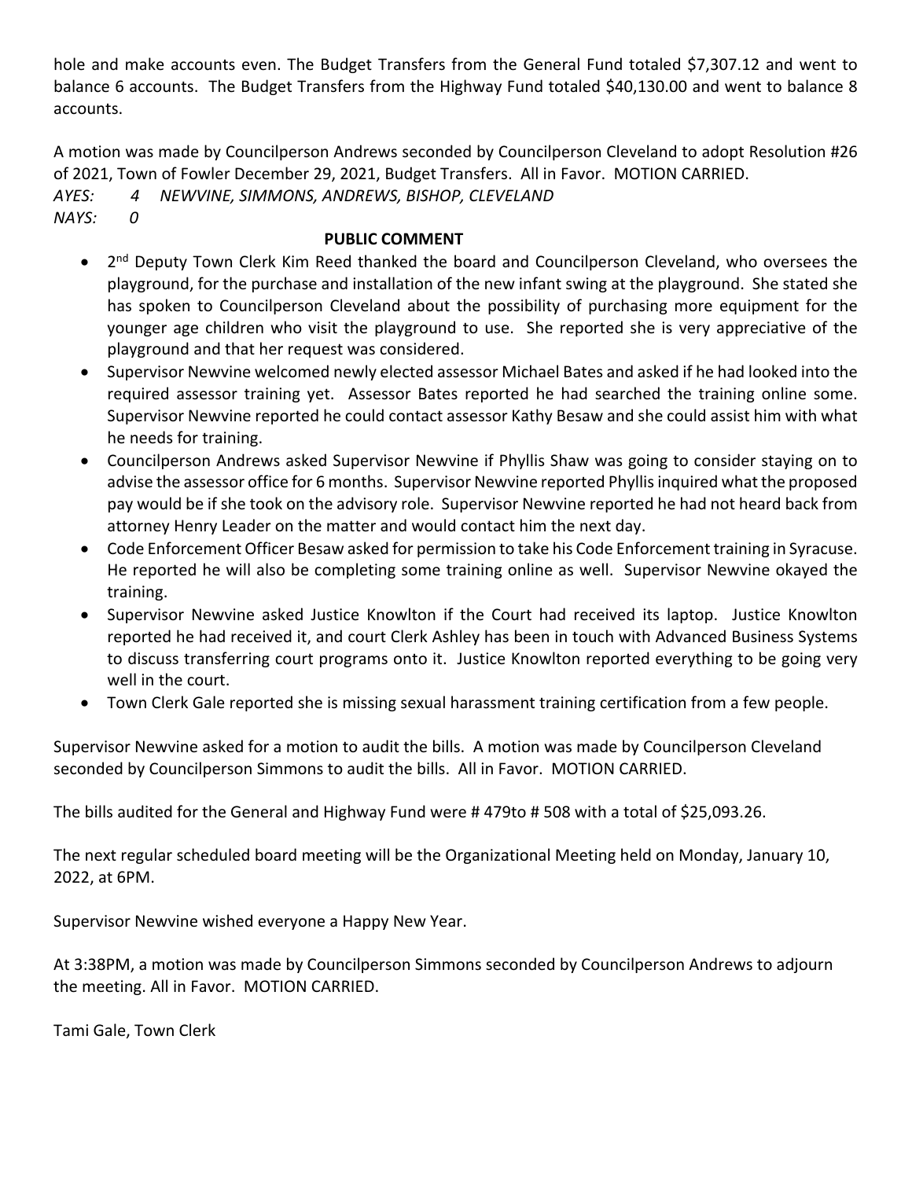hole and make accounts even. The Budget Transfers from the General Fund totaled $7,307.12 and went to balance 6 accounts. The Budget Transfers from the Highway Fund totaled $40,130.00 and went to balance 8 accounts.

A motion was made by Councilperson Andrews seconded by Councilperson Cleveland to adopt Resolution #26 of 2021, Town of Fowler December 29, 2021, Budget Transfers. All in Favor. MOTION CARRIED.

*AYES: 4 NEWVINE, SIMMONS, ANDREWS, BISHOP, CLEVELAND*
*NAYS: 0*

**PUBLIC COMMENT**

- 2nd Deputy Town Clerk Kim Reed thanked the board and Councilperson Cleveland, who oversees the playground, for the purchase and installation of the new infant swing at the playground. She stated she has spoken to Councilperson Cleveland about the possibility of purchasing more equipment for the younger age children who visit the playground to use. She reported she is very appreciative of the playground and that her request was considered.
- Supervisor Newvine welcomed newly elected assessor Michael Bates and asked if he had looked into the required assessor training yet. Assessor Bates reported he had searched the training online some. Supervisor Newvine reported he could contact assessor Kathy Besaw and she could assist him with what he needs for training.
- Councilperson Andrews asked Supervisor Newvine if Phyllis Shaw was going to consider staying on to advise the assessor office for 6 months. Supervisor Newvine reported Phyllis inquired what the proposed pay would be if she took on the advisory role. Supervisor Newvine reported he had not heard back from attorney Henry Leader on the matter and would contact him the next day.
- Code Enforcement Officer Besaw asked for permission to take his Code Enforcement training in Syracuse. He reported he will also be completing some training online as well. Supervisor Newvine okayed the training.
- Supervisor Newvine asked Justice Knowlton if the Court had received its laptop. Justice Knowlton reported he had received it, and court Clerk Ashley has been in touch with Advanced Business Systems to discuss transferring court programs onto it. Justice Knowlton reported everything to be going very well in the court.
- Town Clerk Gale reported she is missing sexual harassment training certification from a few people.

Supervisor Newvine asked for a motion to audit the bills. A motion was made by Councilperson Cleveland seconded by Councilperson Simmons to audit the bills. All in Favor. MOTION CARRIED.

The bills audited for the General and Highway Fund were # 479to # 508 with a total of $25,093.26.

The next regular scheduled board meeting will be the Organizational Meeting held on Monday, January 10, 2022, at 6PM.

Supervisor Newvine wished everyone a Happy New Year.

At 3:38PM, a motion was made by Councilperson Simmons seconded by Councilperson Andrews to adjourn the meeting. All in Favor. MOTION CARRIED.

Tami Gale, Town Clerk